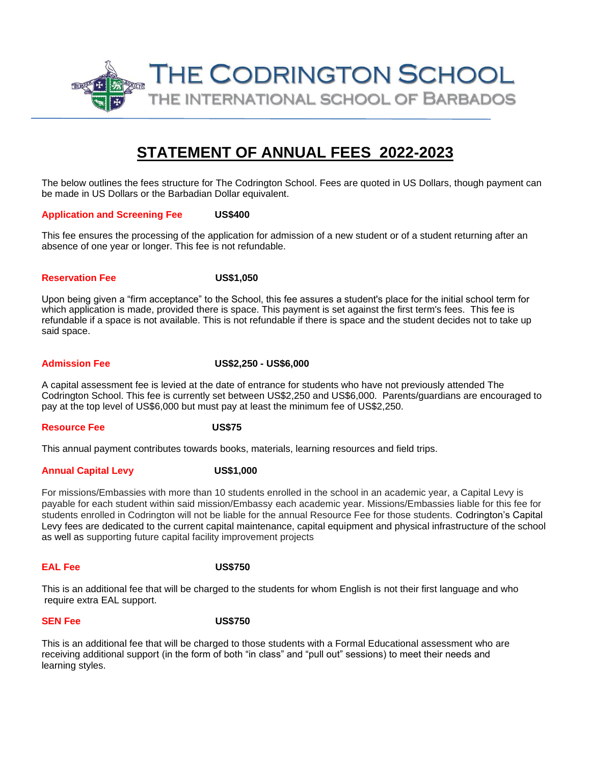# THE CODRINGTON SCHOOL

## THE INTERNATIONAL SCHOOL OF BARBADOS

## STATEMENT OF ANNUAL FEES 2022-2023

The below outlines the fees structure for The Codrington School. Fees are quoted in US Dollars, though payment can be made in US Dollars or the Barbadian Dollar equivalent.

**Application and Screening Fee** **US$400**

This fee ensures the processing of the application for admission of a new student or of a student returning after an absence of one year or longer. This fee is not refundable.

**Reservation Fee** **US$1,050**

Upon being given a "firm acceptance" to the School, this fee assures a student's place for the initial school term for which application is made, provided there is space. This payment is set against the first term's fees. This fee is refundable if a space is not available. This is not refundable if there is space and the student decides not to take up said space.

**Admission Fee** **US$2,250 - US$6,000**

A capital assessment fee is levied at the date of entrance for students who have not previously attended The Codrington School. This fee is currently set between US$2,250 and US$6,000. Parents/guardians are encouraged to pay at the top level of US$6,000 but must pay at least the minimum fee of US$2,250.

**Resource Fee** **US$75**

This annual payment contributes towards books, materials, learning resources and field trips.

**Annual Capital Levy** **US$1,000**

For missions/Embassies with more than 10 students enrolled in the school in an academic year, a Capital Levy is payable for each student within said mission/Embassy each academic year. Missions/Embassies liable for this fee for students enrolled in Codrington will not be liable for the annual Resource Fee for those students. Codrington's Capital Levy fees are dedicated to the current capital maintenance, capital equipment and physical infrastructure of the school as well as supporting future capital facility improvement projects

**EAL Fee** **US$750**

This is an additional fee that will be charged to the students for whom English is not their first language and who require extra EAL support.

**SEN Fee** **US$750**

This is an additional fee that will be charged to those students with a Formal Educational assessment who are receiving additional support (in the form of both "in class" and "pull out" sessions) to meet their needs and learning styles.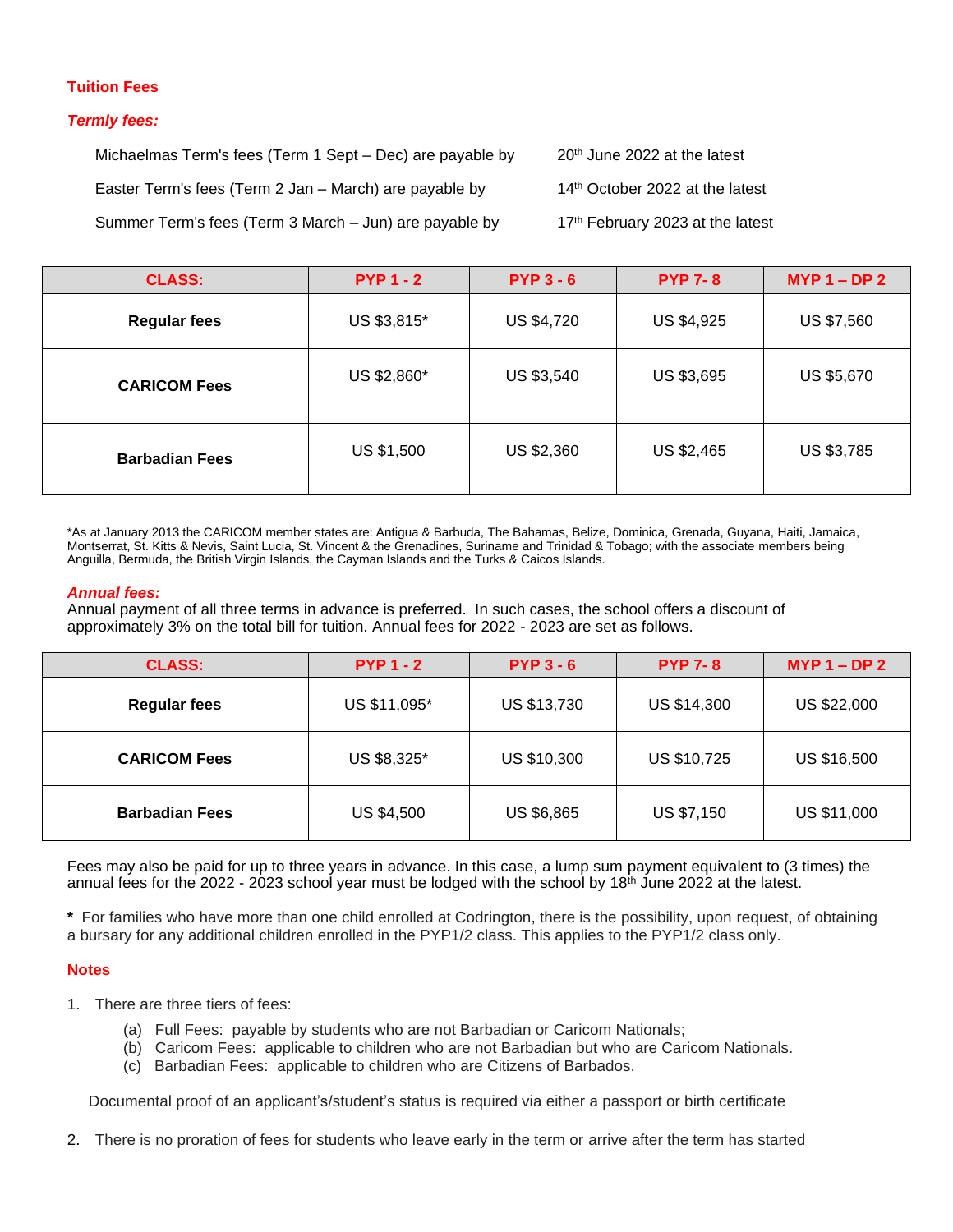## Tuition Fees

### *Termly fees:*

Michaelmas Term's fees (Term 1 Sept – Dec) are payable by 20th June 2022 at the latest

Easter Term's fees (Term 2 Jan – March) are payable by 14th October 2022 at the latest

Summer Term's fees (Term 3 March – Jun) are payable by 17th February 2023 at the latest

| CLASS: | PYP 1 - 2 | PYP 3 - 6 | PYP 7- 8 | MYP 1 – DP 2 |
|---|---|---|---|---|
| **Regular fees** | US $3,815* | US $4,720 | US $4,925 | US $7,560 |
| **CARICOM Fees** | US $2,860* | US $3,540 | US $3,695 | US $5,670 |
| **Barbadian Fees** | US $1,500 | US $2,360 | US $2,465 | US $3,785 |

*As at January 2013 the CARICOM member states are: Antigua & Barbuda, The Bahamas, Belize, Dominica, Grenada, Guyana, Haiti, Jamaica, Montserrat, St. Kitts & Nevis, Saint Lucia, St. Vincent & the Grenadines, Suriname and Trinidad & Tobago; with the associate members being Anguilla, Bermuda, the British Virgin Islands, the Cayman Islands and the Turks & Caicos Islands.

### *Annual fees:*

Annual payment of all three terms in advance is preferred. In such cases, the school offers a discount of approximately 3% on the total bill for tuition. Annual fees for 2022 - 2023 are set as follows.

| CLASS: | PYP 1 - 2 | PYP 3 - 6 | PYP 7- 8 | MYP 1 – DP 2 |
|---|---|---|---|---|
| **Regular fees** | US $11,095* | US $13,730 | US $14,300 | US $22,000 |
| **CARICOM Fees** | US $8,325* | US $10,300 | US $10,725 | US $16,500 |
| **Barbadian Fees** | US $4,500 | US $6,865 | US $7,150 | US $11,000 |

Fees may also be paid for up to three years in advance. In this case, a lump sum payment equivalent to (3 times) the annual fees for the 2022 - 2023 school year must be lodged with the school by 18th June 2022 at the latest.

**\*** For families who have more than one child enrolled at Codrington, there is the possibility, upon request, of obtaining a bursary for any additional children enrolled in the PYP1/2 class. This applies to the PYP1/2 class only.

### Notes

1. There are three tiers of fees:
   (a) Full Fees: payable by students who are not Barbadian or Caricom Nationals;
   (b) Caricom Fees: applicable to children who are not Barbadian but who are Caricom Nationals.
   (c) Barbadian Fees: applicable to children who are Citizens of Barbados.

   Documental proof of an applicant's/student's status is required via either a passport or birth certificate

2. There is no proration of fees for students who leave early in the term or arrive after the term has started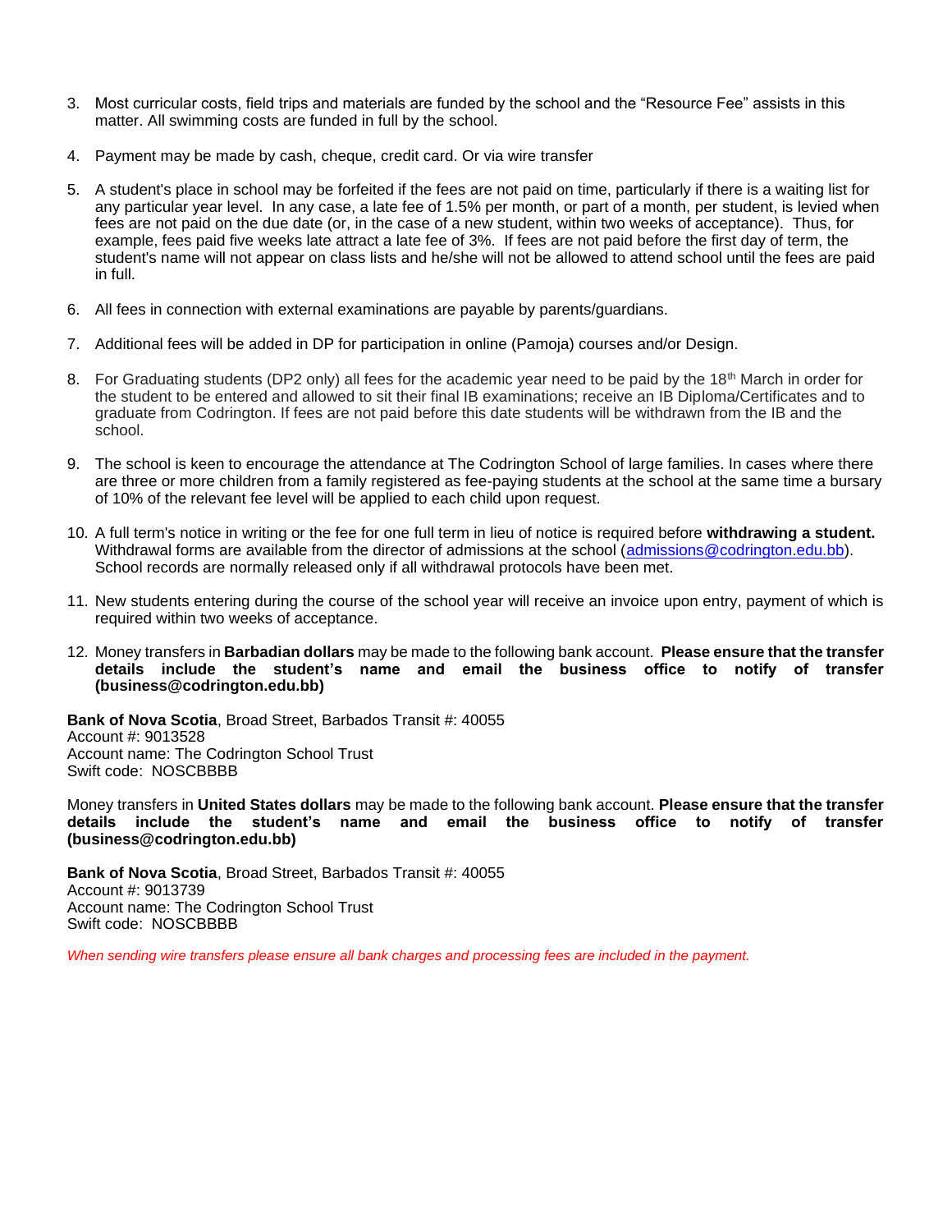3. Most curricular costs, field trips and materials are funded by the school and the "Resource Fee" assists in this matter. All swimming costs are funded in full by the school.

4. Payment may be made by cash, cheque, credit card. Or via wire transfer

5. A student's place in school may be forfeited if the fees are not paid on time, particularly if there is a waiting list for any particular year level. In any case, a late fee of 1.5% per month, or part of a month, per student, is levied when fees are not paid on the due date (or, in the case of a new student, within two weeks of acceptance). Thus, for example, fees paid five weeks late attract a late fee of 3%. If fees are not paid before the first day of term, the student's name will not appear on class lists and he/she will not be allowed to attend school until the fees are paid in full.

6. All fees in connection with external examinations are payable by parents/guardians.

7. Additional fees will be added in DP for participation in online (Pamoja) courses and/or Design.

8. For Graduating students (DP2 only) all fees for the academic year need to be paid by the 18th March in order for the student to be entered and allowed to sit their final IB examinations; receive an IB Diploma/Certificates and to graduate from Codrington. If fees are not paid before this date students will be withdrawn from the IB and the school.

9. The school is keen to encourage the attendance at The Codrington School of large families. In cases where there are three or more children from a family registered as fee-paying students at the school at the same time a bursary of 10% of the relevant fee level will be applied to each child upon request.

10. A full term's notice in writing or the fee for one full term in lieu of notice is required before **withdrawing a student.** Withdrawal forms are available from the director of admissions at the school (admissions@codrington.edu.bb). School records are normally released only if all withdrawal protocols have been met.

11. New students entering during the course of the school year will receive an invoice upon entry, payment of which is required within two weeks of acceptance.

12. Money transfers in **Barbadian dollars** may be made to the following bank account. **Please ensure that the transfer details include the student's name and email the business office to notify of transfer (business@codrington.edu.bb)**

**Bank of Nova Scotia**, Broad Street, Barbados Transit #: 40055
Account #: 9013528
Account name: The Codrington School Trust
Swift code: NOSCBBBB

Money transfers in **United States dollars** may be made to the following bank account. **Please ensure that the transfer details include the student's name and email the business office to notify of transfer (business@codrington.edu.bb)**

**Bank of Nova Scotia**, Broad Street, Barbados Transit #: 40055
Account #: 9013739
Account name: The Codrington School Trust
Swift code: NOSCBBBB

*When sending wire transfers please ensure all bank charges and processing fees are included in the payment.*